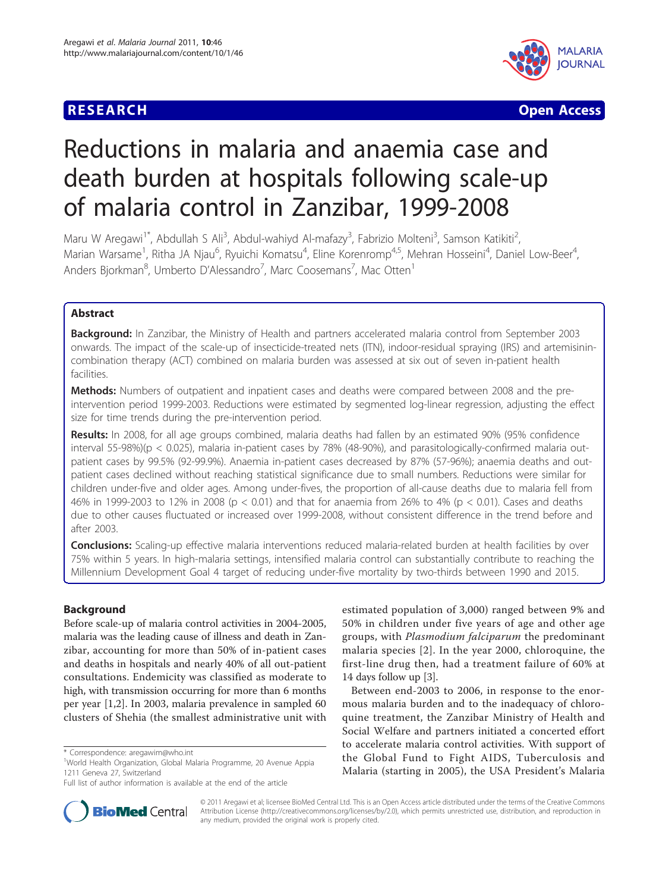RESEARCH Open Access

# Reductions in malaria and anaemia case and death burden at hospitals following scale-up of malaria control in Zanzibar, 1999-2008

Maru W Aregawi[1*], Abdullah S Ali[3], Abdul-wahiyd Al-mafazy[3], Fabrizio Molteni[3], Samson Katikiti[2], Marian Warsame[1], Ritha JA Njau[6], Ryuichi Komatsu[4], Eline Korenromp[4,5], Mehran Hosseini[4], Daniel Low-Beer[4], Anders Bjorkman[8], Umberto D'Alessandro[7], Marc Coosemans[7], Mac Otten[1]

## Abstract

**Background:** In Zanzibar, the Ministry of Health and partners accelerated malaria control from September 2003 onwards. The impact of the scale-up of insecticide-treated nets (ITN), indoor-residual spraying (IRS) and artemisinin-combination therapy (ACT) combined on malaria burden was assessed at six out of seven in-patient health facilities.

**Methods:** Numbers of outpatient and inpatient cases and deaths were compared between 2008 and the pre-intervention period 1999-2003. Reductions were estimated by segmented log-linear regression, adjusting the effect size for time trends during the pre-intervention period.

**Results:** In 2008, for all age groups combined, malaria deaths had fallen by an estimated 90% (95% confidence interval 55-98%)($p < 0.025$), malaria in-patient cases by 78% (48-90%), and parasitologically-confirmed malaria out-patient cases by 99.5% (92-99.9%). Anaemia in-patient cases decreased by 87% (57-96%); anaemia deaths and out-patient cases declined without reaching statistical significance due to small numbers. Reductions were similar for children under-five and older ages. Among under-fives, the proportion of all-cause deaths due to malaria fell from 46% in 1999-2003 to 12% in 2008 ($p < 0.01$) and that for anaemia from 26% to 4% ($p < 0.01$). Cases and deaths due to other causes fluctuated or increased over 1999-2008, without consistent difference in the trend before and after 2003.

**Conclusions:** Scaling-up effective malaria interventions reduced malaria-related burden at health facilities by over 75% within 5 years. In high-malaria settings, intensified malaria control can substantially contribute to reaching the Millennium Development Goal 4 target of reducing under-five mortality by two-thirds between 1990 and 2015.

## Background

Before scale-up of malaria control activities in 2004-2005, malaria was the leading cause of illness and death in Zanzibar, accounting for more than 50% of in-patient cases and deaths in hospitals and nearly 40% of all out-patient consultations. Endemicity was classified as moderate to high, with transmission occurring for more than 6 months per year [1,2]. In 2003, malaria prevalence in sampled 60 clusters of Shehia (the smallest administrative unit with estimated population of 3,000) ranged between 9% and 50% in children under five years of age and other age groups, with *Plasmodium falciparum* the predominant malaria species [2]. In the year 2000, chloroquine, the first-line drug then, had a treatment failure of 60% at 14 days follow up [3].

Between end-2003 to 2006, in response to the enormous malaria burden and to the inadequacy of chloroquine treatment, the Zanzibar Ministry of Health and Social Welfare and partners initiated a concerted effort to accelerate malaria control activities. With support of the Global Fund to Fight AIDS, Tuberculosis and Malaria (starting in 2005), the USA President's Malaria

\* Correspondence: aregawim@who.int
[1]World Health Organization, Global Malaria Programme, 20 Avenue Appia 1211 Geneva 27, Switzerland
Full list of author information is available at the end of the article

© 2011 Aregawi et al; licensee BioMed Central Ltd. This is an Open Access article distributed under the terms of the Creative Commons Attribution License (http://creativecommons.org/licenses/by/2.0), which permits unrestricted use, distribution, and reproduction in any medium, provided the original work is properly cited.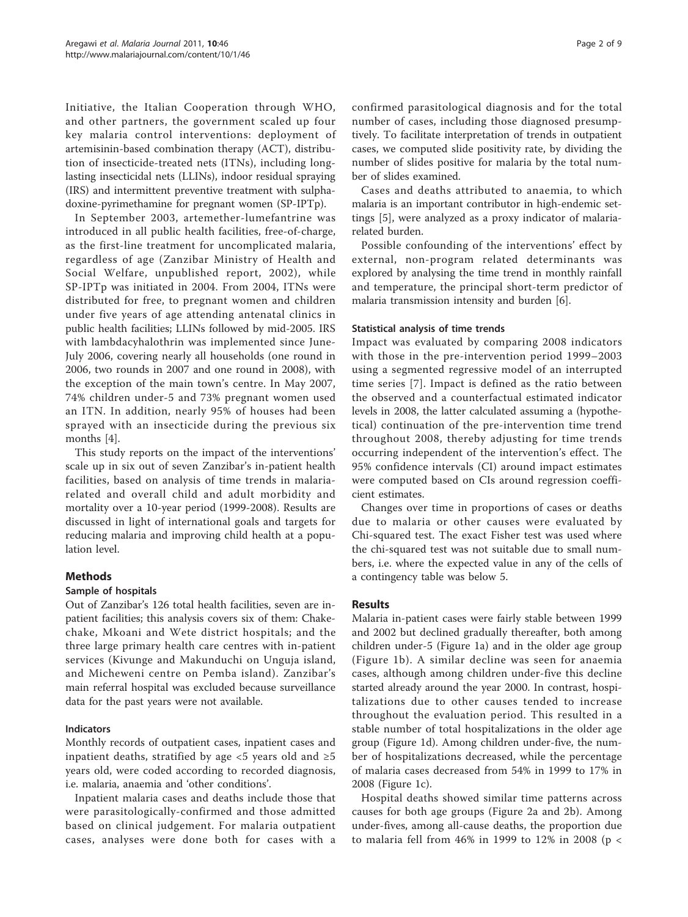Initiative, the Italian Cooperation through WHO, and other partners, the government scaled up four key malaria control interventions: deployment of artemisinin-based combination therapy (ACT), distribution of insecticide-treated nets (ITNs), including long-lasting insecticidal nets (LLINs), indoor residual spraying (IRS) and intermittent preventive treatment with sulphadoxine-pyrimethamine for pregnant women (SP-IPTp).

In September 2003, artemether-lumefantrine was introduced in all public health facilities, free-of-charge, as the first-line treatment for uncomplicated malaria, regardless of age (Zanzibar Ministry of Health and Social Welfare, unpublished report, 2002), while SP-IPTp was initiated in 2004. From 2004, ITNs were distributed for free, to pregnant women and children under five years of age attending antenatal clinics in public health facilities; LLINs followed by mid-2005. IRS with lambdacyhalothrin was implemented since June-July 2006, covering nearly all households (one round in 2006, two rounds in 2007 and one round in 2008), with the exception of the main town's centre. In May 2007, 74% children under-5 and 73% pregnant women used an ITN. In addition, nearly 95% of houses had been sprayed with an insecticide during the previous six months [4].

This study reports on the impact of the interventions' scale up in six out of seven Zanzibar's in-patient health facilities, based on analysis of time trends in malaria-related and overall child and adult morbidity and mortality over a 10-year period (1999-2008). Results are discussed in light of international goals and targets for reducing malaria and improving child health at a population level.

## Methods

### Sample of hospitals

Out of Zanzibar's 126 total health facilities, seven are in-patient facilities; this analysis covers six of them: Chake-chake, Mkoani and Wete district hospitals; and the three large primary health care centres with in-patient services (Kivunge and Makunduchi on Unguja island, and Micheweni centre on Pemba island). Zanzibar's main referral hospital was excluded because surveillance data for the past years were not available.

### Indicators

Monthly records of outpatient cases, inpatient cases and inpatient deaths, stratified by age <5 years old and ≥5 years old, were coded according to recorded diagnosis, i.e. malaria, anaemia and 'other conditions'.

Inpatient malaria cases and deaths include those that were parasitologically-confirmed and those admitted based on clinical judgement. For malaria outpatient cases, analyses were done both for cases with a confirmed parasitological diagnosis and for the total number of cases, including those diagnosed presumptively. To facilitate interpretation of trends in outpatient cases, we computed slide positivity rate, by dividing the number of slides positive for malaria by the total number of slides examined.

Cases and deaths attributed to anaemia, to which malaria is an important contributor in high-endemic settings [5], were analyzed as a proxy indicator of malaria-related burden.

Possible confounding of the interventions' effect by external, non-program related determinants was explored by analysing the time trend in monthly rainfall and temperature, the principal short-term predictor of malaria transmission intensity and burden [6].

### Statistical analysis of time trends

Impact was evaluated by comparing 2008 indicators with those in the pre-intervention period 1999–2003 using a segmented regressive model of an interrupted time series [7]. Impact is defined as the ratio between the observed and a counterfactual estimated indicator levels in 2008, the latter calculated assuming a (hypothetical) continuation of the pre-intervention time trend throughout 2008, thereby adjusting for time trends occurring independent of the intervention's effect. The 95% confidence intervals (CI) around impact estimates were computed based on CIs around regression coefficient estimates.

Changes over time in proportions of cases or deaths due to malaria or other causes were evaluated by Chi-squared test. The exact Fisher test was used where the chi-squared test was not suitable due to small numbers, i.e. where the expected value in any of the cells of a contingency table was below 5.

## Results

Malaria in-patient cases were fairly stable between 1999 and 2002 but declined gradually thereafter, both among children under-5 (Figure 1a) and in the older age group (Figure 1b). A similar decline was seen for anaemia cases, although among children under-five this decline started already around the year 2000. In contrast, hospitalizations due to other causes tended to increase throughout the evaluation period. This resulted in a stable number of total hospitalizations in the older age group (Figure 1d). Among children under-five, the number of hospitalizations decreased, while the percentage of malaria cases decreased from 54% in 1999 to 17% in 2008 (Figure 1c).

Hospital deaths showed similar time patterns across causes for both age groups (Figure 2a and 2b). Among under-fives, among all-cause deaths, the proportion due to malaria fell from 46% in 1999 to 12% in 2008 ($p <$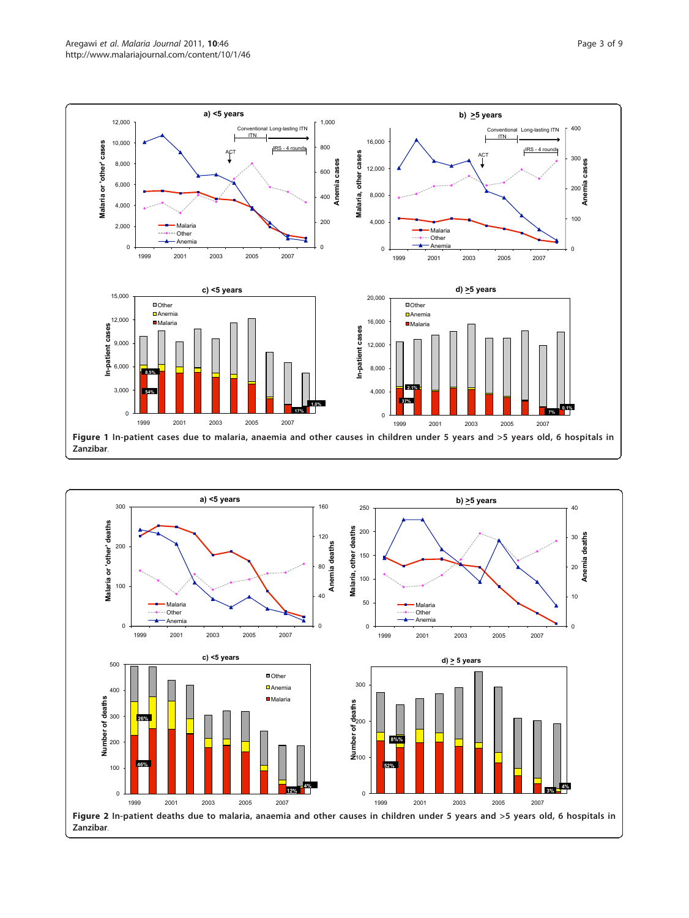Figure 1 In-patient cases due to malaria, anaemia and other causes in children under 5 years and >5 years old, 6 hospitals in Zanzibar.

Figure 2 In-patient deaths due to malaria, anaemia and other causes in children under 5 years and >5 years old, 6 hospitals in Zanzibar.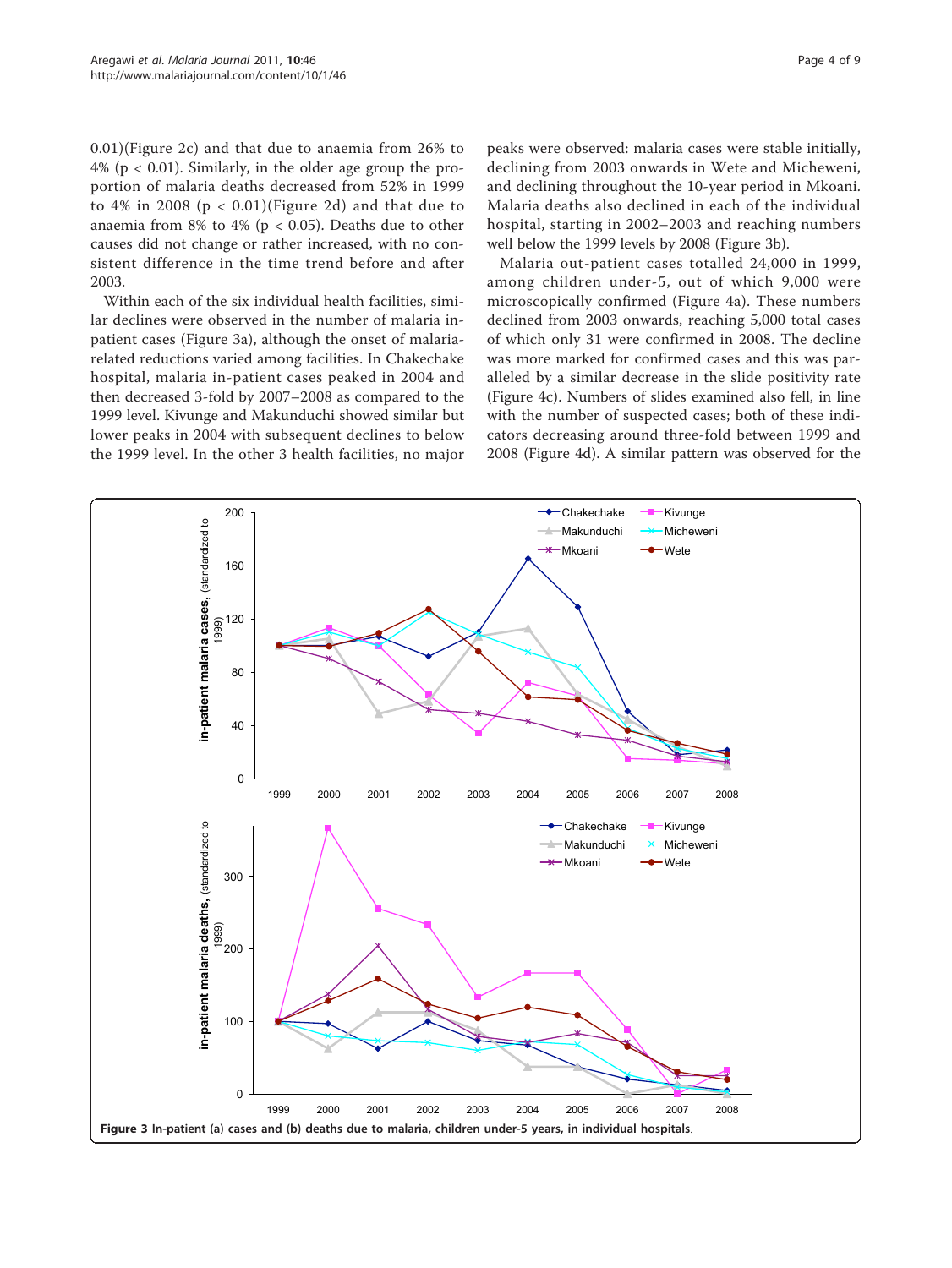0.01)(Figure 2c) and that due to anaemia from 26% to 4% ($p < 0.01$). Similarly, in the older age group the proportion of malaria deaths decreased from 52% in 1999 to 4% in 2008 ($p < 0.01$)(Figure 2d) and that due to anaemia from 8% to 4% ($p < 0.05$). Deaths due to other causes did not change or rather increased, with no consistent difference in the time trend before and after 2003.

Within each of the six individual health facilities, similar declines were observed in the number of malaria in-patient cases (Figure 3a), although the onset of malaria-related reductions varied among facilities. In Chakechake hospital, malaria in-patient cases peaked in 2004 and then decreased 3-fold by 2007–2008 as compared to the 1999 level. Kivunge and Makunduchi showed similar but lower peaks in 2004 with subsequent declines to below the 1999 level. In the other 3 health facilities, no major peaks were observed: malaria cases were stable initially, declining from 2003 onwards in Wete and Micheweni, and declining throughout the 10-year period in Mkoani. Malaria deaths also declined in each of the individual hospital, starting in 2002–2003 and reaching numbers well below the 1999 levels by 2008 (Figure 3b).

Malaria out-patient cases totalled 24,000 in 1999, among children under-5, out of which 9,000 were microscopically confirmed (Figure 4a). These numbers declined from 2003 onwards, reaching 5,000 total cases of which only 31 were confirmed in 2008. The decline was more marked for confirmed cases and this was paralleled by a similar decrease in the slide positivity rate (Figure 4c). Numbers of slides examined also fell, in line with the number of suspected cases; both of these indicators decreasing around three-fold between 1999 and 2008 (Figure 4d). A similar pattern was observed for the

**Figure 3 In-patient (a) cases and (b) deaths due to malaria, children under-5 years, in individual hospitals.**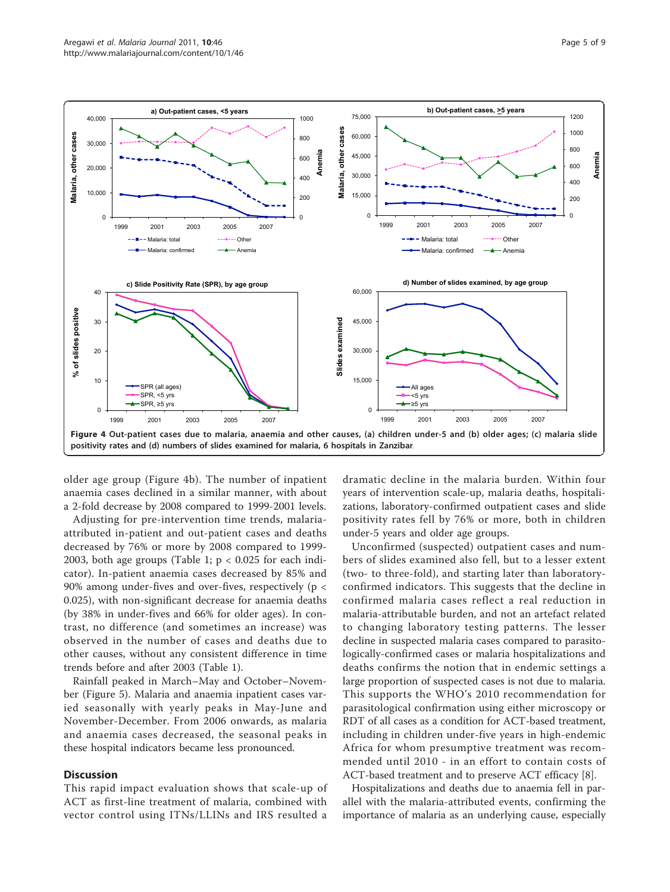Figure 4 Out-patient cases due to malaria, anaemia and other causes, (a) children under-5 and (b) older ages; (c) malaria slide positivity rates and (d) numbers of slides examined for malaria, 6 hospitals in Zanzibar.

older age group (Figure 4b). The number of inpatient anaemia cases declined in a similar manner, with about a 2-fold decrease by 2008 compared to 1999-2001 levels.

Adjusting for pre-intervention time trends, malaria-attributed in-patient and out-patient cases and deaths decreased by 76% or more by 2008 compared to 1999-2003, both age groups (Table 1; $p < 0.025$ for each indicator). In-patient anaemia cases decreased by 85% and 90% among under-fives and over-fives, respectively ($p < 0.025$), with non-significant decrease for anaemia deaths (by 38% in under-fives and 66% for older ages). In contrast, no difference (and sometimes an increase) was observed in the number of cases and deaths due to other causes, without any consistent difference in time trends before and after 2003 (Table 1).

Rainfall peaked in March–May and October–November (Figure 5). Malaria and anaemia inpatient cases varied seasonally with yearly peaks in May-June and November-December. From 2006 onwards, as malaria and anaemia cases decreased, the seasonal peaks in these hospital indicators became less pronounced.

## Discussion

This rapid impact evaluation shows that scale-up of ACT as first-line treatment of malaria, combined with vector control using ITNs/LLINs and IRS resulted a dramatic decline in the malaria burden. Within four years of intervention scale-up, malaria deaths, hospitalizations, laboratory-confirmed outpatient cases and slide positivity rates fell by 76% or more, both in children under-5 years and older age groups.

Unconfirmed (suspected) outpatient cases and numbers of slides examined also fell, but to a lesser extent (two- to three-fold), and starting later than laboratory-confirmed indicators. This suggests that the decline in confirmed malaria cases reflect a real reduction in malaria-attributable burden, and not an artefact related to changing laboratory testing patterns. The lesser decline in suspected malaria cases compared to parasitologically-confirmed cases or malaria hospitalizations and deaths confirms the notion that in endemic settings a large proportion of suspected cases is not due to malaria. This supports the WHO's 2010 recommendation for parasitological confirmation using either microscopy or RDT of all cases as a condition for ACT-based treatment, including in children under-five years in high-endemic Africa for whom presumptive treatment was recommended until 2010 - in an effort to contain costs of ACT-based treatment and to preserve ACT efficacy [8].

Hospitalizations and deaths due to anaemia fell in parallel with the malaria-attributed events, confirming the importance of malaria as an underlying cause, especially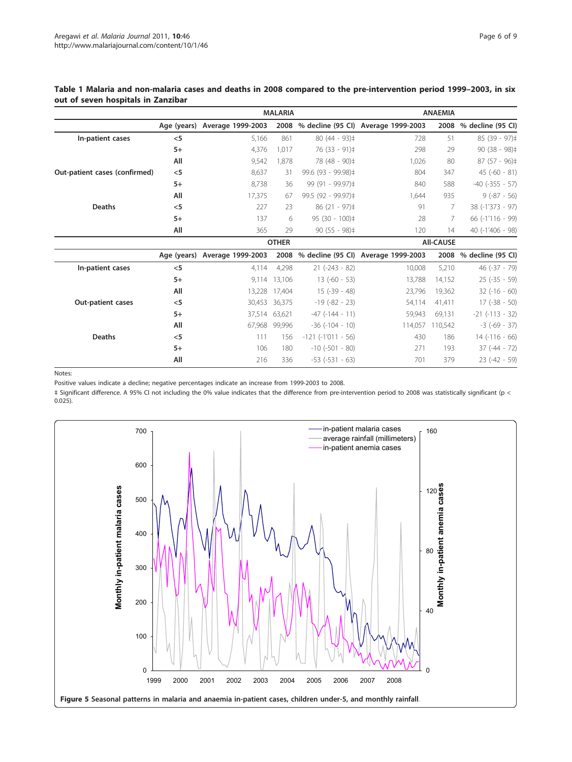**Table 1 Malaria and non-malaria cases and deaths in 2008 compared to the pre-intervention period 1999–2003, in six out of seven hospitals in Zanzibar**

| | | MALARIA | | | ANAEMIA | | |
|---|---|---|---|---|---|---|---|
| | Age (years) | Average 1999-2003 | 2008 | % decline (95 CI) | Average 1999-2003 | 2008 | % decline (95 CI) |
| In-patient cases | <5 | 5,166 | 861 | 80 (44 - 93)‡ | 728 | 51 | 85 (39 - 97)‡ |
| | 5+ | 4,376 | 1,017 | 76 (33 - 91)‡ | 298 | 29 | 90 (38 - 98)‡ |
| | All | 9,542 | 1,878 | 78 (48 - 90)‡ | 1,026 | 80 | 87 (57 - 96)‡ |
| Out-patient cases (confirmed) | <5 | 8,637 | 31 | 99.6 (93 - 99.98)‡ | 804 | 347 | 45 (-60 - 81) |
| | 5+ | 8,738 | 36 | 99 (91 - 99.97)‡ | 840 | 588 | -40 (-355 - 57) |
| | All | 17,375 | 67 | 99.5 (92 - 99.97)‡ | 1,644 | 935 | 9 (-87 - 56) |
| Deaths | <5 | 227 | 23 | 86 (21 - 97)‡ | 91 | 7 | 38 (-1'373 - 97) |
| | 5+ | 137 | 6 | 95 (30 - 100)‡ | 28 | 7 | 66 (-1'116 - 99) |
| | All | 365 | 29 | 90 (55 - 98)‡ | 120 | 14 | 40 (-1'406 - 98) |
| | | OTHER | | | All-CAUSE | | |
| | Age (years) | Average 1999-2003 | 2008 | % decline (95 CI) | Average 1999-2003 | 2008 | % decline (95 CI) |
| In-patient cases | <5 | 4,114 | 4,298 | 21 (-243 - 82) | 10,008 | 5,210 | 46 (-37 - 79) |
| | 5+ | 9,114 | 13,106 | 13 (-60 - 53) | 13,788 | 14,152 | 25 (-35 - 59) |
| | All | 13,228 | 17,404 | 15 (-39 - 48) | 23,796 | 19,362 | 32 (-16 - 60) |
| Out-patient cases | <5 | 30,453 | 36,375 | -19 (-82 - 23) | 54,114 | 41,411 | 17 (-38 - 50) |
| | 5+ | 37,514 | 63,621 | -47 (-144 - 11) | 59,943 | 69,131 | -21 (-113 - 32) |
| | All | 67,968 | 99,996 | -36 (-104 - 10) | 114,057 | 110,542 | -3 (-69 - 37) |
| Deaths | <5 | 111 | 156 | -121 (-1'011 - 56) | 430 | 186 | 14 (-116 - 66) |
| | 5+ | 106 | 180 | -10 (-501 - 80) | 271 | 193 | 37 (-44 - 72) |
| | All | 216 | 336 | -53 (-531 - 63) | 701 | 379 | 23 (-42 - 59) |

Notes:

Positive values indicate a decline; negative percentages indicate an increase from 1999-2003 to 2008.

‡ Significant difference. A 95% CI not including the 0% value indicates that the difference from pre-intervention period to 2008 was statistically significant ($p < 0.025$).

**Figure 5** Seasonal patterns in malaria and anaemia in-patient cases, children under-5, and monthly rainfall.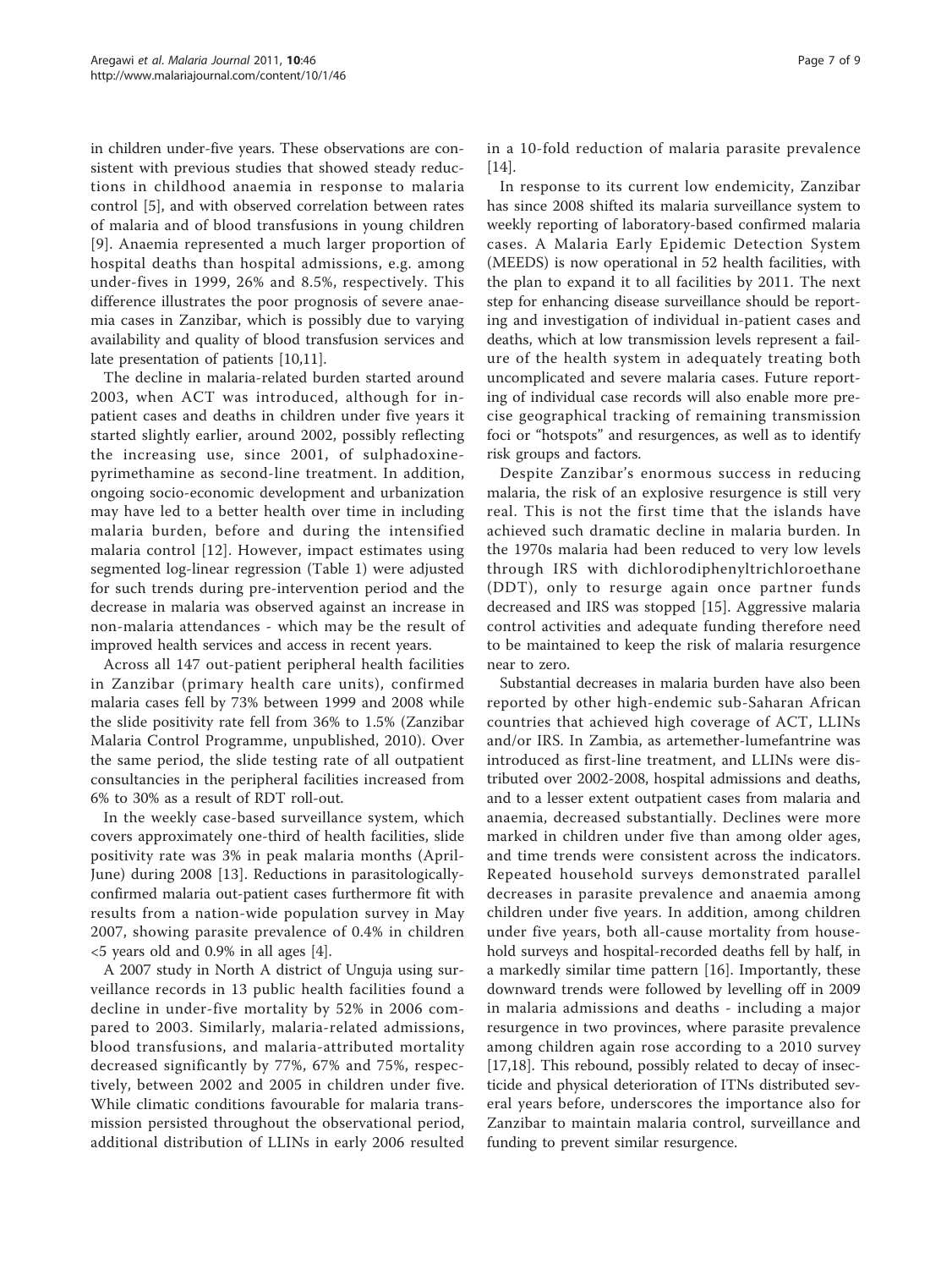in children under-five years. These observations are consistent with previous studies that showed steady reductions in childhood anaemia in response to malaria control [5], and with observed correlation between rates of malaria and of blood transfusions in young children [9]. Anaemia represented a much larger proportion of hospital deaths than hospital admissions, e.g. among under-fives in 1999, 26% and 8.5%, respectively. This difference illustrates the poor prognosis of severe anaemia cases in Zanzibar, which is possibly due to varying availability and quality of blood transfusion services and late presentation of patients [10,11].

The decline in malaria-related burden started around 2003, when ACT was introduced, although for in-patient cases and deaths in children under five years it started slightly earlier, around 2002, possibly reflecting the increasing use, since 2001, of sulphadoxine-pyrimethamine as second-line treatment. In addition, ongoing socio-economic development and urbanization may have led to a better health over time in including malaria burden, before and during the intensified malaria control [12]. However, impact estimates using segmented log-linear regression (Table 1) were adjusted for such trends during pre-intervention period and the decrease in malaria was observed against an increase in non-malaria attendances - which may be the result of improved health services and access in recent years.

Across all 147 out-patient peripheral health facilities in Zanzibar (primary health care units), confirmed malaria cases fell by 73% between 1999 and 2008 while the slide positivity rate fell from 36% to 1.5% (Zanzibar Malaria Control Programme, unpublished, 2010). Over the same period, the slide testing rate of all outpatient consultancies in the peripheral facilities increased from 6% to 30% as a result of RDT roll-out.

In the weekly case-based surveillance system, which covers approximately one-third of health facilities, slide positivity rate was 3% in peak malaria months (April-June) during 2008 [13]. Reductions in parasitologically-confirmed malaria out-patient cases furthermore fit with results from a nation-wide population survey in May 2007, showing parasite prevalence of 0.4% in children <5 years old and 0.9% in all ages [4].

A 2007 study in North A district of Unguja using surveillance records in 13 public health facilities found a decline in under-five mortality by 52% in 2006 compared to 2003. Similarly, malaria-related admissions, blood transfusions, and malaria-attributed mortality decreased significantly by 77%, 67% and 75%, respectively, between 2002 and 2005 in children under five. While climatic conditions favourable for malaria transmission persisted throughout the observational period, additional distribution of LLINs in early 2006 resulted in a 10-fold reduction of malaria parasite prevalence [14].

In response to its current low endemicity, Zanzibar has since 2008 shifted its malaria surveillance system to weekly reporting of laboratory-based confirmed malaria cases. A Malaria Early Epidemic Detection System (MEEDS) is now operational in 52 health facilities, with the plan to expand it to all facilities by 2011. The next step for enhancing disease surveillance should be reporting and investigation of individual in-patient cases and deaths, which at low transmission levels represent a failure of the health system in adequately treating both uncomplicated and severe malaria cases. Future reporting of individual case records will also enable more precise geographical tracking of remaining transmission foci or "hotspots" and resurgences, as well as to identify risk groups and factors.

Despite Zanzibar's enormous success in reducing malaria, the risk of an explosive resurgence is still very real. This is not the first time that the islands have achieved such dramatic decline in malaria burden. In the 1970s malaria had been reduced to very low levels through IRS with dichlorodiphenyltrichloroethane (DDT), only to resurge again once partner funds decreased and IRS was stopped [15]. Aggressive malaria control activities and adequate funding therefore need to be maintained to keep the risk of malaria resurgence near to zero.

Substantial decreases in malaria burden have also been reported by other high-endemic sub-Saharan African countries that achieved high coverage of ACT, LLINs and/or IRS. In Zambia, as artemether-lumefantrine was introduced as first-line treatment, and LLINs were distributed over 2002-2008, hospital admissions and deaths, and to a lesser extent outpatient cases from malaria and anaemia, decreased substantially. Declines were more marked in children under five than among older ages, and time trends were consistent across the indicators. Repeated household surveys demonstrated parallel decreases in parasite prevalence and anaemia among children under five years. In addition, among children under five years, both all-cause mortality from household surveys and hospital-recorded deaths fell by half, in a markedly similar time pattern [16]. Importantly, these downward trends were followed by levelling off in 2009 in malaria admissions and deaths - including a major resurgence in two provinces, where parasite prevalence among children again rose according to a 2010 survey [17,18]. This rebound, possibly related to decay of insecticide and physical deterioration of ITNs distributed several years before, underscores the importance also for Zanzibar to maintain malaria control, surveillance and funding to prevent similar resurgence.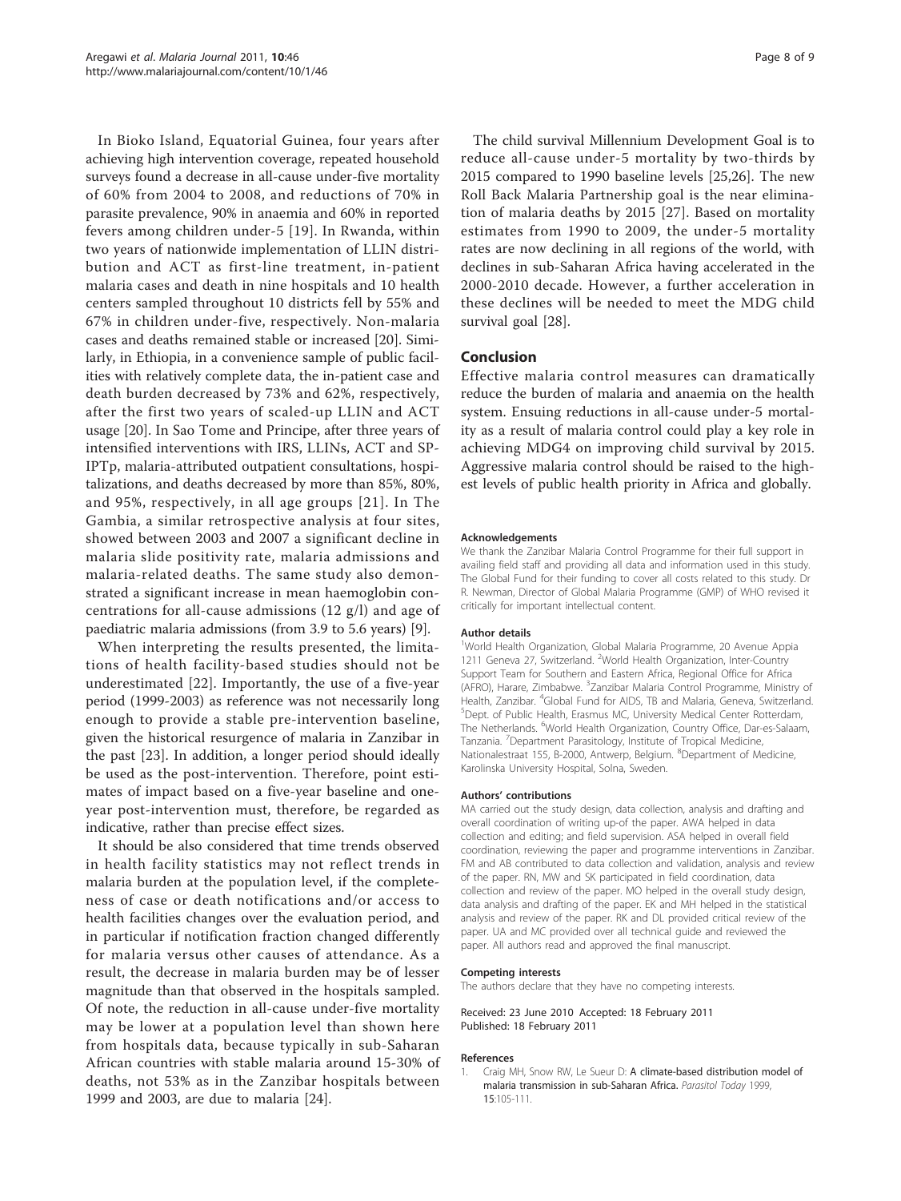In Bioko Island, Equatorial Guinea, four years after achieving high intervention coverage, repeated household surveys found a decrease in all-cause under-five mortality of 60% from 2004 to 2008, and reductions of 70% in parasite prevalence, 90% in anaemia and 60% in reported fevers among children under-5 [19]. In Rwanda, within two years of nationwide implementation of LLIN distribution and ACT as first-line treatment, in-patient malaria cases and death in nine hospitals and 10 health centers sampled throughout 10 districts fell by 55% and 67% in children under-five, respectively. Non-malaria cases and deaths remained stable or increased [20]. Similarly, in Ethiopia, in a convenience sample of public facilities with relatively complete data, the in-patient case and death burden decreased by 73% and 62%, respectively, after the first two years of scaled-up LLIN and ACT usage [20]. In Sao Tome and Principe, after three years of intensified interventions with IRS, LLINs, ACT and SP-IPTp, malaria-attributed outpatient consultations, hospitalizations, and deaths decreased by more than 85%, 80%, and 95%, respectively, in all age groups [21]. In The Gambia, a similar retrospective analysis at four sites, showed between 2003 and 2007 a significant decline in malaria slide positivity rate, malaria admissions and malaria-related deaths. The same study also demonstrated a significant increase in mean haemoglobin concentrations for all-cause admissions (12 g/l) and age of paediatric malaria admissions (from 3.9 to 5.6 years) [9].

When interpreting the results presented, the limitations of health facility-based studies should not be underestimated [22]. Importantly, the use of a five-year period (1999-2003) as reference was not necessarily long enough to provide a stable pre-intervention baseline, given the historical resurgence of malaria in Zanzibar in the past [23]. In addition, a longer period should ideally be used as the post-intervention. Therefore, point estimates of impact based on a five-year baseline and one-year post-intervention must, therefore, be regarded as indicative, rather than precise effect sizes.

It should be also considered that time trends observed in health facility statistics may not reflect trends in malaria burden at the population level, if the completeness of case or death notifications and/or access to health facilities changes over the evaluation period, and in particular if notification fraction changed differently for malaria versus other causes of attendance. As a result, the decrease in malaria burden may be of lesser magnitude than that observed in the hospitals sampled. Of note, the reduction in all-cause under-five mortality may be lower at a population level than shown here from hospitals data, because typically in sub-Saharan African countries with stable malaria around 15-30% of deaths, not 53% as in the Zanzibar hospitals between 1999 and 2003, are due to malaria [24].

The child survival Millennium Development Goal is to reduce all-cause under-5 mortality by two-thirds by 2015 compared to 1990 baseline levels [25,26]. The new Roll Back Malaria Partnership goal is the near elimination of malaria deaths by 2015 [27]. Based on mortality estimates from 1990 to 2009, the under-5 mortality rates are now declining in all regions of the world, with declines in sub-Saharan Africa having accelerated in the 2000-2010 decade. However, a further acceleration in these declines will be needed to meet the MDG child survival goal [28].

## Conclusion

Effective malaria control measures can dramatically reduce the burden of malaria and anaemia on the health system. Ensuing reductions in all-cause under-5 mortality as a result of malaria control could play a key role in achieving MDG4 on improving child survival by 2015. Aggressive malaria control should be raised to the highest levels of public health priority in Africa and globally.

#### Acknowledgements

We thank the Zanzibar Malaria Control Programme for their full support in availing field staff and providing all data and information used in this study. The Global Fund for their funding to cover all costs related to this study. Dr R. Newman, Director of Global Malaria Programme (GMP) of WHO revised it critically for important intellectual content.

#### Author details

[1]World Health Organization, Global Malaria Programme, 20 Avenue Appia 1211 Geneva 27, Switzerland. [2]World Health Organization, Inter-Country Support Team for Southern and Eastern Africa, Regional Office for Africa (AFRO), Harare, Zimbabwe. [3]Zanzibar Malaria Control Programme, Ministry of Health, Zanzibar. [4]Global Fund for AIDS, TB and Malaria, Geneva, Switzerland. [5]Dept. of Public Health, Erasmus MC, University Medical Center Rotterdam, The Netherlands. [6]World Health Organization, Country Office, Dar-es-Salaam, Tanzania. [7]Department Parasitology, Institute of Tropical Medicine, Nationalestraat 155, B-2000, Antwerp, Belgium. [8]Department of Medicine, Karolinska University Hospital, Solna, Sweden.

#### Authors' contributions

MA carried out the study design, data collection, analysis and drafting and overall coordination of writing up-of the paper. AWA helped in data collection and editing; and field supervision. ASA helped in overall field coordination, reviewing the paper and programme interventions in Zanzibar. FM and AB contributed to data collection and validation, analysis and review of the paper. RN, MW and SK participated in field coordination, data collection and review of the paper. MO helped in the overall study design, data analysis and drafting of the paper. EK and MH helped in the statistical analysis and review of the paper. RK and DL provided critical review of the paper. UA and MC provided over all technical guide and reviewed the paper. All authors read and approved the final manuscript.

#### Competing interests

The authors declare that they have no competing interests.

Received: 23 June 2010 Accepted: 18 February 2011
Published: 18 February 2011

#### References

1. Craig MH, Snow RW, Le Sueur D: **A climate-based distribution model of malaria transmission in sub-Saharan Africa.** *Parasitol Today* 1999, **15**:105-111.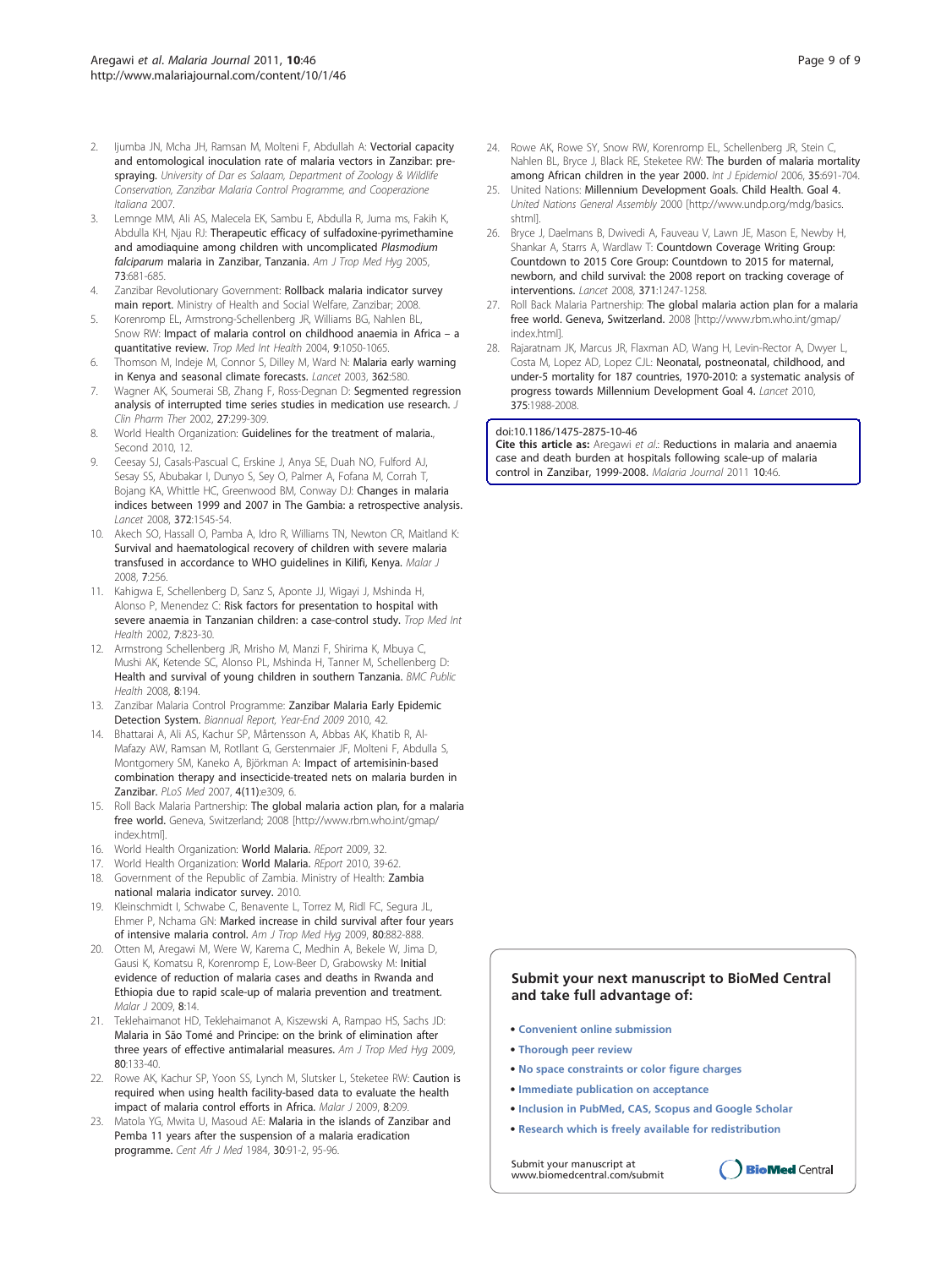2. Ijumba JN, Mcha JH, Ramsan M, Molteni F, Abdullah A: **Vectorial capacity and entomological inoculation rate of malaria vectors in Zanzibar: pre-spraying.** *University of Dar es Salaam, Department of Zoology & Wildlife Conservation, Zanzibar Malaria Control Programme, and Cooperazione Italiana* 2007.
3. Lemnge MM, Ali AS, Malecela EK, Sambu E, Abdulla R, Juma ms, Fakih K, Abdulla KH, Njau RJ: **Therapeutic efficacy of sulfadoxine-pyrimethamine and amodiaquine among children with uncomplicated *Plasmodium falciparum* malaria in Zanzibar, Tanzania.** *Am J Trop Med Hyg* 2005, **73**:681-685.
4. Zanzibar Revolutionary Government: **Rollback malaria indicator survey main report.** Ministry of Health and Social Welfare, Zanzibar; 2008.
5. Korenromp EL, Armstrong-Schellenberg JR, Williams BG, Nahlen BL, Snow RW: **Impact of malaria control on childhood anaemia in Africa – a quantitative review.** *Trop Med Int Health* 2004, **9**:1050-1065.
6. Thomson M, Indeje M, Connor S, Dilley M, Ward N: **Malaria early warning in Kenya and seasonal climate forecasts.** *Lancet* 2003, **362**:580.
7. Wagner AK, Soumerai SB, Zhang F, Ross-Degnan D: **Segmented regression analysis of interrupted time series studies in medication use research.** *J Clin Pharm Ther* 2002, **27**:299-309.
8. World Health Organization: **Guidelines for the treatment of malaria.**, Second 2010, 12.
9. Ceesay SJ, Casals-Pascual C, Erskine J, Anya SE, Duah NO, Fulford AJ, Sesay SS, Abubakar I, Dunyo S, Sey O, Palmer A, Fofana M, Corrah T, Bojang KA, Whittle HC, Greenwood BM, Conway DJ: **Changes in malaria indices between 1999 and 2007 in The Gambia: a retrospective analysis.** *Lancet* 2008, **372**:1545-54.
10. Akech SO, Hassall O, Pamba A, Idro R, Williams TN, Newton CR, Maitland K: **Survival and haematological recovery of children with severe malaria transfused in accordance to WHO guidelines in Kilifi, Kenya.** *Malar J* 2008, **7**:256.
11. Kahigwa E, Schellenberg D, Sanz S, Aponte JJ, Wigayi J, Mshinda H, Alonso P, Menendez C: **Risk factors for presentation to hospital with severe anaemia in Tanzanian children: a case-control study.** *Trop Med Int Health* 2002, **7**:823-30.
12. Armstrong Schellenberg JR, Mrisho M, Manzi F, Shirima K, Mbuya C, Mushi AK, Ketende SC, Alonso PL, Mshinda H, Tanner M, Schellenberg D: **Health and survival of young children in southern Tanzania.** *BMC Public Health* 2008, **8**:194.
13. Zanzibar Malaria Control Programme: **Zanzibar Malaria Early Epidemic Detection System.** *Biannual Report, Year-End 2009* 2010, 42.
14. Bhattarai A, Ali AS, Kachur SP, Mårtensson A, Abbas AK, Khatib R, Al-Mafazy AW, Ramsan M, Rotllant G, Gerstenmaier JF, Molteni F, Abdulla S, Montgomery SM, Kaneko A, Björkman A: **Impact of artemisinin-based combination therapy and insecticide-treated nets on malaria burden in Zanzibar.** *PLoS Med* 2007, **4(11)**:e309, 6.
15. Roll Back Malaria Partnership: **The global malaria action plan, for a malaria free world.** Geneva, Switzerland; 2008 [http://www.rbm.who.int/gmap/index.html].
16. World Health Organization: **World Malaria.** *REport* 2009, 32.
17. World Health Organization: **World Malaria.** *REport* 2010, 39-62.
18. Government of the Republic of Zambia. Ministry of Health: **Zambia national malaria indicator survey.** 2010.
19. Kleinschmidt I, Schwabe C, Benavente L, Torrez M, Ridl FC, Segura JL, Ehmer P, Nchama GN: **Marked increase in child survival after four years of intensive malaria control.** *Am J Trop Med Hyg* 2009, **80**:882-888.
20. Otten M, Aregawi M, Were W, Karema C, Medhin A, Bekele W, Jima D, Gausi K, Komatsu R, Korenromp E, Low-Beer D, Grabowsky M: **Initial evidence of reduction of malaria cases and deaths in Rwanda and Ethiopia due to rapid scale-up of malaria prevention and treatment.** *Malar J* 2009, **8**:14.
21. Teklehaimanot HD, Teklehaimanot A, Kiszewski A, Rampao HS, Sachs JD: **Malaria in São Tomé and Principe: on the brink of elimination after three years of effective antimalarial measures.** *Am J Trop Med Hyg* 2009, **80**:133-40.
22. Rowe AK, Kachur SP, Yoon SS, Lynch M, Slutsker L, Steketee RW: **Caution is required when using health facility-based data to evaluate the health impact of malaria control efforts in Africa.** *Malar J* 2009, **8**:209.
23. Matola YG, Mwita U, Masoud AE: **Malaria in the islands of Zanzibar and Pemba 11 years after the suspension of a malaria eradication programme.** *Cent Afr J Med* 1984, **30**:91-2, 95-96.
24. Rowe AK, Rowe SY, Snow RW, Korenromp EL, Schellenberg JR, Stein C, Nahlen BL, Bryce J, Black RE, Steketee RW: **The burden of malaria mortality among African children in the year 2000.** *Int J Epidemiol* 2006, **35**:691-704.
25. United Nations: **Millennium Development Goals. Child Health. Goal 4.** *United Nations General Assembly* 2000 [http://www.undp.org/mdg/basics.shtml].
26. Bryce J, Daelmans B, Dwivedi A, Fauveau V, Lawn JE, Mason E, Newby H, Shankar A, Starrs A, Wardlaw T: **Countdown Coverage Writing Group: Countdown to 2015 Core Group: Countdown to 2015 for maternal, newborn, and child survival: the 2008 report on tracking coverage of interventions.** *Lancet* 2008, **371**:1247-1258.
27. Roll Back Malaria Partnership: **The global malaria action plan for a malaria free world. Geneva, Switzerland.** 2008 [http://www.rbm.who.int/gmap/index.html].
28. Rajaratnam JK, Marcus JR, Flaxman AD, Wang H, Levin-Rector A, Dwyer L, Costa M, Lopez AD, Lopez CJL: **Neonatal, postneonatal, childhood, and under-5 mortality for 187 countries, 1970-2010: a systematic analysis of progress towards Millennium Development Goal 4.** *Lancet* 2010, **375**:1988-2008.

doi:10.1186/1475-2875-10-46

**Cite this article as:** Aregawi *et al.*: Reductions in malaria and anaemia case and death burden at hospitals following scale-up of malaria control in Zanzibar, 1999-2008. *Malaria Journal* 2011 **10**:46.

**Submit your next manuscript to BioMed Central and take full advantage of:**

- **Convenient online submission**
- **Thorough peer review**
- **No space constraints or color figure charges**
- **Immediate publication on acceptance**
- **Inclusion in PubMed, CAS, Scopus and Google Scholar**
- **Research which is freely available for redistribution**

Submit your manuscript at www.biomedcentral.com/submit

BioMed Central